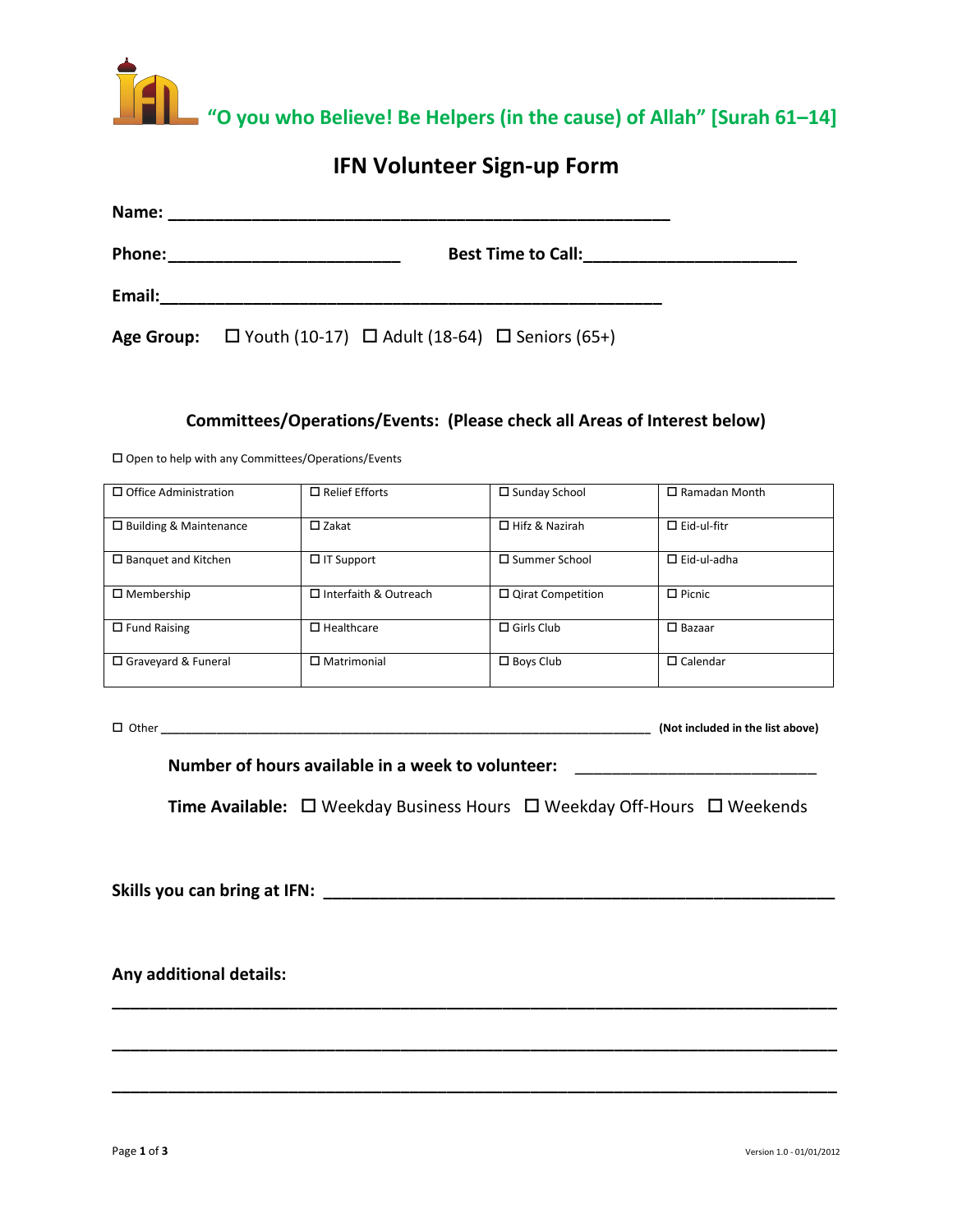“O you who Believe! Be Helpers (in the cause) of Allah” [Surah 61–14]

# IFN Volunteer Sign-up Form

**Name:** ______________________________________________________

**Phone:** _________________________ **Best Time to Call:** _______________________

**Email:** ______________________________________________________

**Age Group:** ☐ Youth (10-17) ☐ Adult (18-64) ☐ Seniors (65+)

### Committees/Operations/Events: (Please check all Areas of Interest below)

☐ Open to help with any Committees/Operations/Events

| | | | |
|---|---|---|---|
| ☐ Office Administration | ☐ Relief Efforts | ☐ Sunday School | ☐ Ramadan Month |
| ☐ Building & Maintenance | ☐ Zakat | ☐ Hifz & Nazirah | ☐ Eid-ul-fitr |
| ☐ Banquet and Kitchen | ☐ IT Support | ☐ Summer School | ☐ Eid-ul-adha |
| ☐ Membership | ☐ Interfaith & Outreach | ☐ Qirat Competition | ☐ Picnic |
| ☐ Fund Raising | ☐ Healthcare | ☐ Girls Club | ☐ Bazaar |
| ☐ Graveyard & Funeral | ☐ Matrimonial | ☐ Boys Club | ☐ Calendar |

☐ Other ______________________________________________________________________ **(Not included in the list above)**

**Number of hours available in a week to volunteer:** ___________________________

**Time Available:** ☐ Weekday Business Hours ☐ Weekday Off-Hours ☐ Weekends

**Skills you can bring at IFN:** _________________________________________________________

**Any additional details:**

______________________________________________________________________________

______________________________________________________________________________

______________________________________________________________________________

Version 1.0 - 01/01/2012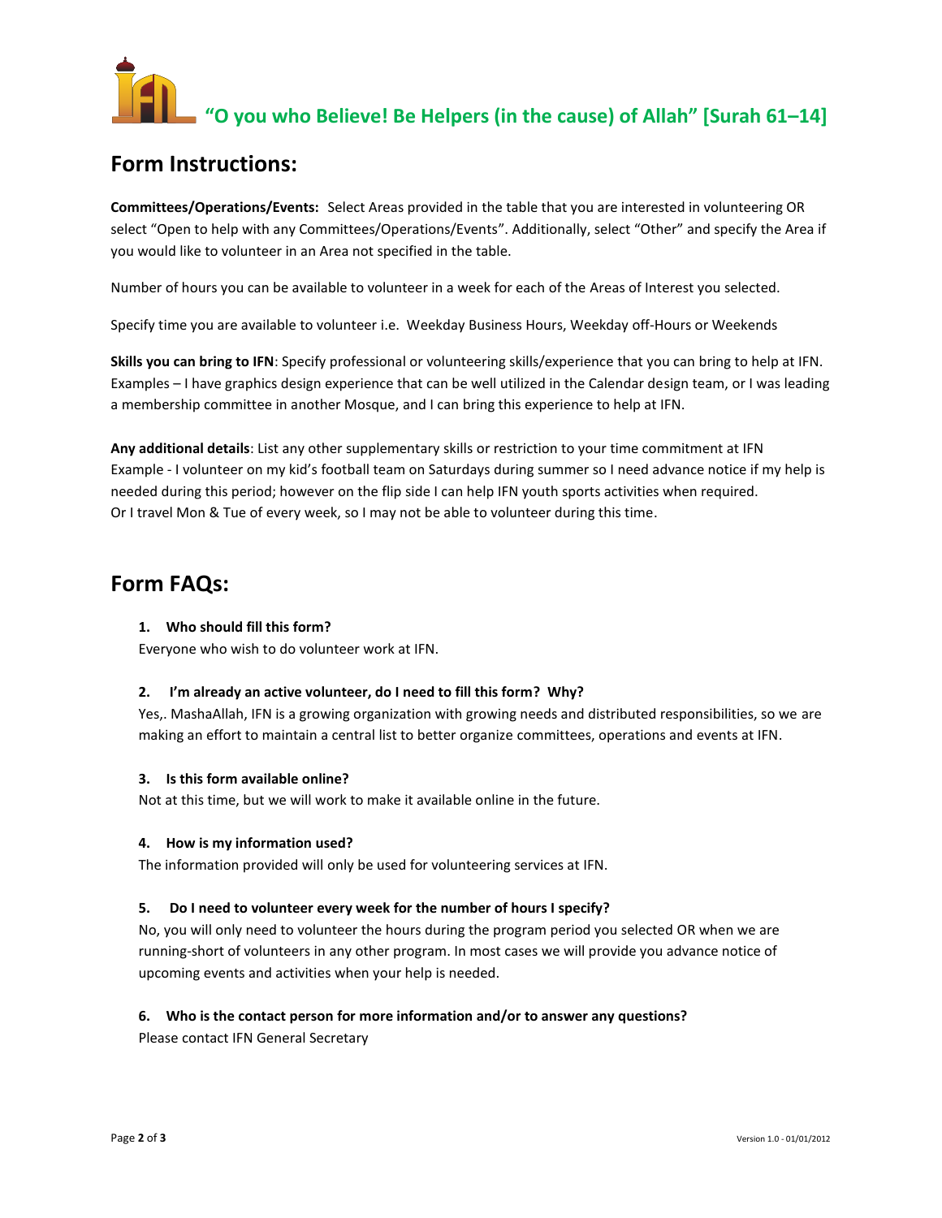**"O you who Believe! Be Helpers (in the cause) of Allah" [Surah 61–14]**

## Form Instructions:

**Committees/Operations/Events:** Select Areas provided in the table that you are interested in volunteering OR select "Open to help with any Committees/Operations/Events". Additionally, select "Other" and specify the Area if you would like to volunteer in an Area not specified in the table.

Number of hours you can be available to volunteer in a week for each of the Areas of Interest you selected.

Specify time you are available to volunteer i.e. Weekday Business Hours, Weekday off-Hours or Weekends

**Skills you can bring to IFN**: Specify professional or volunteering skills/experience that you can bring to help at IFN. Examples – I have graphics design experience that can be well utilized in the Calendar design team, or I was leading a membership committee in another Mosque, and I can bring this experience to help at IFN.

**Any additional details**: List any other supplementary skills or restriction to your time commitment at IFN
Example - I volunteer on my kid's football team on Saturdays during summer so I need advance notice if my help is needed during this period; however on the flip side I can help IFN youth sports activities when required.
Or I travel Mon & Tue of every week, so I may not be able to volunteer during this time.

## Form FAQs:

1. **Who should fill this form?**
   Everyone who wish to do volunteer work at IFN.

2. **I'm already an active volunteer, do I need to fill this form? Why?**
   Yes,. MashaAllah, IFN is a growing organization with growing needs and distributed responsibilities, so we are making an effort to maintain a central list to better organize committees, operations and events at IFN.

3. **Is this form available online?**
   Not at this time, but we will work to make it available online in the future.

4. **How is my information used?**
   The information provided will only be used for volunteering services at IFN.

5. **Do I need to volunteer every week for the number of hours I specify?**
   No, you will only need to volunteer the hours during the program period you selected OR when we are running-short of volunteers in any other program. In most cases we will provide you advance notice of upcoming events and activities when your help is needed.

6. **Who is the contact person for more information and/or to answer any questions?**
   Please contact IFN General Secretary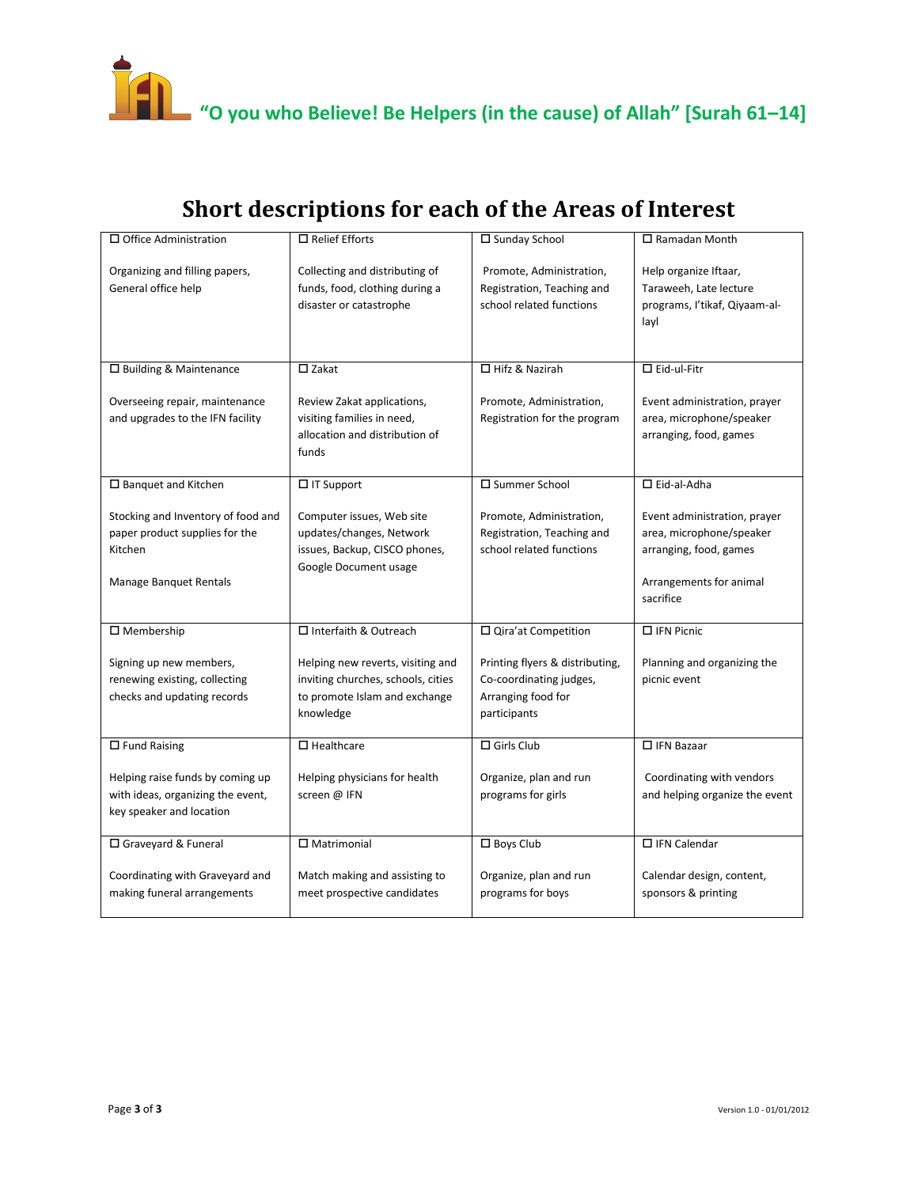"O you who Believe! Be Helpers (in the cause) of Allah" [Surah 61–14]

# Short descriptions for each of the Areas of Interest

| | | | |
|---|---|---|---|
| ☐ Office Administration<br><br>Organizing and filling papers, General office help | ☐ Relief Efforts<br><br>Collecting and distributing of funds, food, clothing during a disaster or catastrophe | ☐ Sunday School<br><br>Promote, Administration, Registration, Teaching and school related functions | ☐ Ramadan Month<br><br>Help organize Iftaar, Taraweeh, Late lecture programs, I'tikaf, Qiyaam-al-layl |
| ☐ Building & Maintenance<br><br>Overseeing repair, maintenance and upgrades to the IFN facility | ☐ Zakat<br><br>Review Zakat applications, visiting families in need, allocation and distribution of funds | ☐ Hifz & Nazirah<br><br>Promote, Administration, Registration for the program | ☐ Eid-ul-Fitr<br><br>Event administration, prayer area, microphone/speaker arranging, food, games |
| ☐ Banquet and Kitchen<br><br>Stocking and Inventory of food and paper product supplies for the Kitchen<br><br>Manage Banquet Rentals | ☐ IT Support<br><br>Computer issues, Web site updates/changes, Network issues, Backup, CISCO phones, Google Document usage | ☐ Summer School<br><br>Promote, Administration, Registration, Teaching and school related functions | ☐ Eid-al-Adha<br><br>Event administration, prayer area, microphone/speaker arranging, food, games<br><br>Arrangements for animal sacrifice |
| ☐ Membership<br><br>Signing up new members, renewing existing, collecting checks and updating records | ☐ Interfaith & Outreach<br><br>Helping new reverts, visiting and inviting churches, schools, cities to promote Islam and exchange knowledge | ☐ Qira'at Competition<br><br>Printing flyers & distributing, Co-coordinating judges, Arranging food for participants | ☐ IFN Picnic<br><br>Planning and organizing the picnic event |
| ☐ Fund Raising<br><br>Helping raise funds by coming up with ideas, organizing the event, key speaker and location | ☐ Healthcare<br><br>Helping physicians for health screen @ IFN | ☐ Girls Club<br><br>Organize, plan and run programs for girls | ☐ IFN Bazaar<br><br>Coordinating with vendors and helping organize the event |
| ☐ Graveyard & Funeral<br><br>Coordinating with Graveyard and making funeral arrangements | ☐ Matrimonial<br><br>Match making and assisting to meet prospective candidates | ☐ Boys Club<br><br>Organize, plan and run programs for boys | ☐ IFN Calendar<br><br>Calendar design, content, sponsors & printing |

Version 1.0 - 01/01/2012